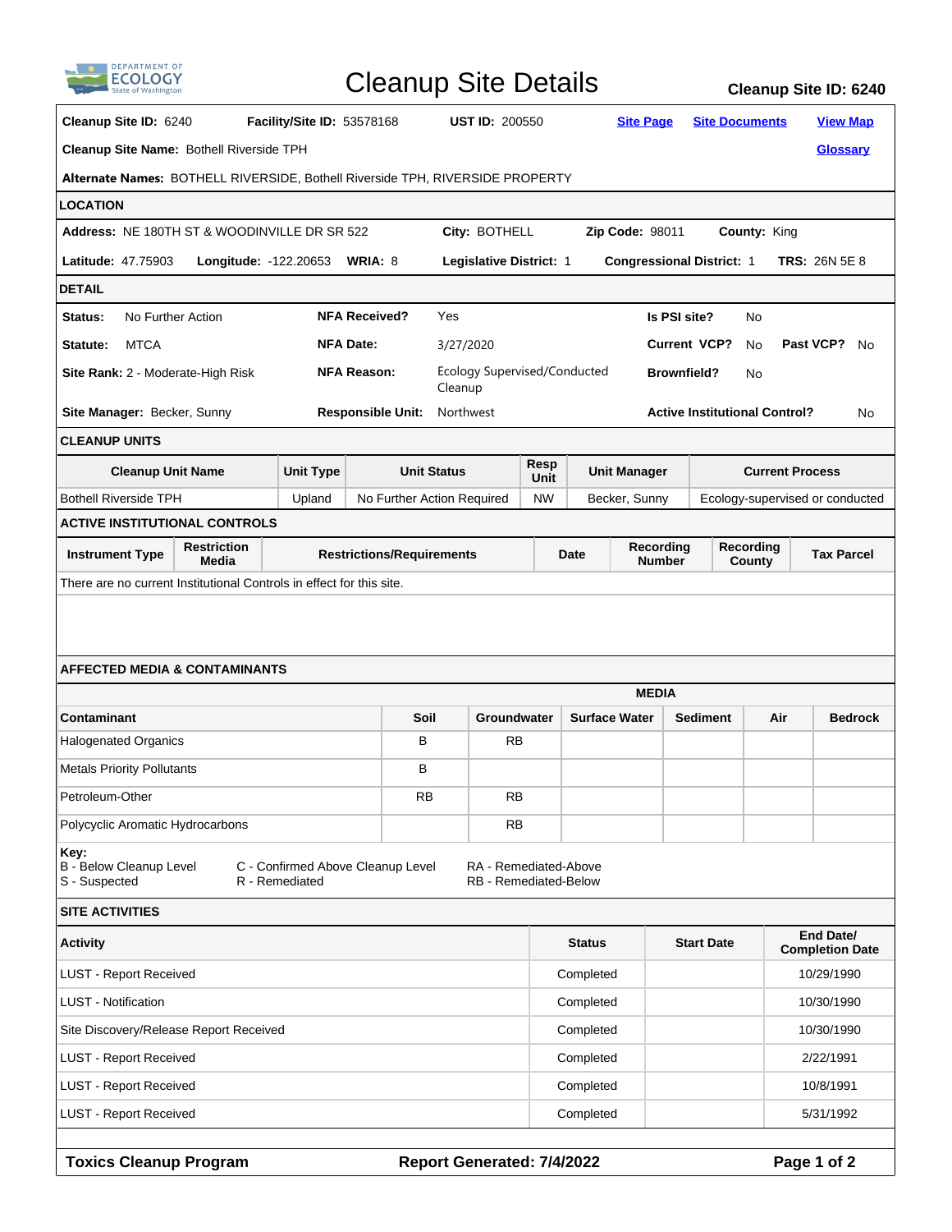# Cleanup Site Details

**Cleanup Site ID: 6240**

**Cleanup Site ID:** 6240 **Facility/Site ID:** 53578168 **UST ID:** 200550 Site Page Site Documents View Map

**Cleanup Site Name:** Bothell Riverside TPH Glossary

**Alternate Names:** BOTHELL RIVERSIDE, Bothell Riverside TPH, RIVERSIDE PROPERTY

## LOCATION

**Address:** NE 180TH ST & WOODINVILLE DR SR 522 **City:** BOTHELL **Zip Code:** 98011 **County:** King

**Latitude:** 47.75903 **Longitude:** -122.20653 **WRIA:** 8 **Legislative District:** 1 **Congressional District:** 1 **TRS:** 26N 5E 8

## DETAIL

**Status:** No Further Action **NFA Received?** Yes **Is PSI site?** No

**Statute:** MTCA **NFA Date:** 3/27/2020 **Current VCP?** No **Past VCP?** No

**Site Rank:** 2 - Moderate-High Risk **NFA Reason:** Ecology Supervised/Conducted Cleanup **Brownfield?** No

**Site Manager:** Becker, Sunny **Responsible Unit:** Northwest **Active Institutional Control?** No

## CLEANUP UNITS

| Cleanup Unit Name | Unit Type | Unit Status | Resp Unit | Unit Manager | Current Process |
|---|---|---|---|---|---|
| Bothell Riverside TPH | Upland | No Further Action Required | NW | Becker, Sunny | Ecology-supervised or conducted |

## ACTIVE INSTITUTIONAL CONTROLS

| Instrument Type | Restriction Media | Restrictions/Requirements | Date | Recording Number | Recording County | Tax Parcel |
|---|---|---|---|---|---|---|

There are no current Institutional Controls in effect for this site.

## AFFECTED MEDIA & CONTAMINANTS

| Contaminant | Soil | Groundwater | Surface Water | Sediment | Air | Bedrock |
|---|---|---|---|---|---|---|
| Halogenated Organics | B | RB | | | | |
| Metals Priority Pollutants | B | | | | | |
| Petroleum-Other | RB | RB | | | | |
| Polycyclic Aromatic Hydrocarbons | | RB | | | | |

**Key:**
B - Below Cleanup Level C - Confirmed Above Cleanup Level RA - Remediated-Above
S - Suspected R - Remediated RB - Remediated-Below

## SITE ACTIVITIES

| Activity | Status | Start Date | End Date/ Completion Date |
|---|---|---|---|
| LUST - Report Received | Completed | | 10/29/1990 |
| LUST - Notification | Completed | | 10/30/1990 |
| Site Discovery/Release Report Received | Completed | | 10/30/1990 |
| LUST - Report Received | Completed | | 2/22/1991 |
| LUST - Report Received | Completed | | 10/8/1991 |
| LUST - Report Received | Completed | | 5/31/1992 |

**Toxics Cleanup Program** **Report Generated: 7/4/2022**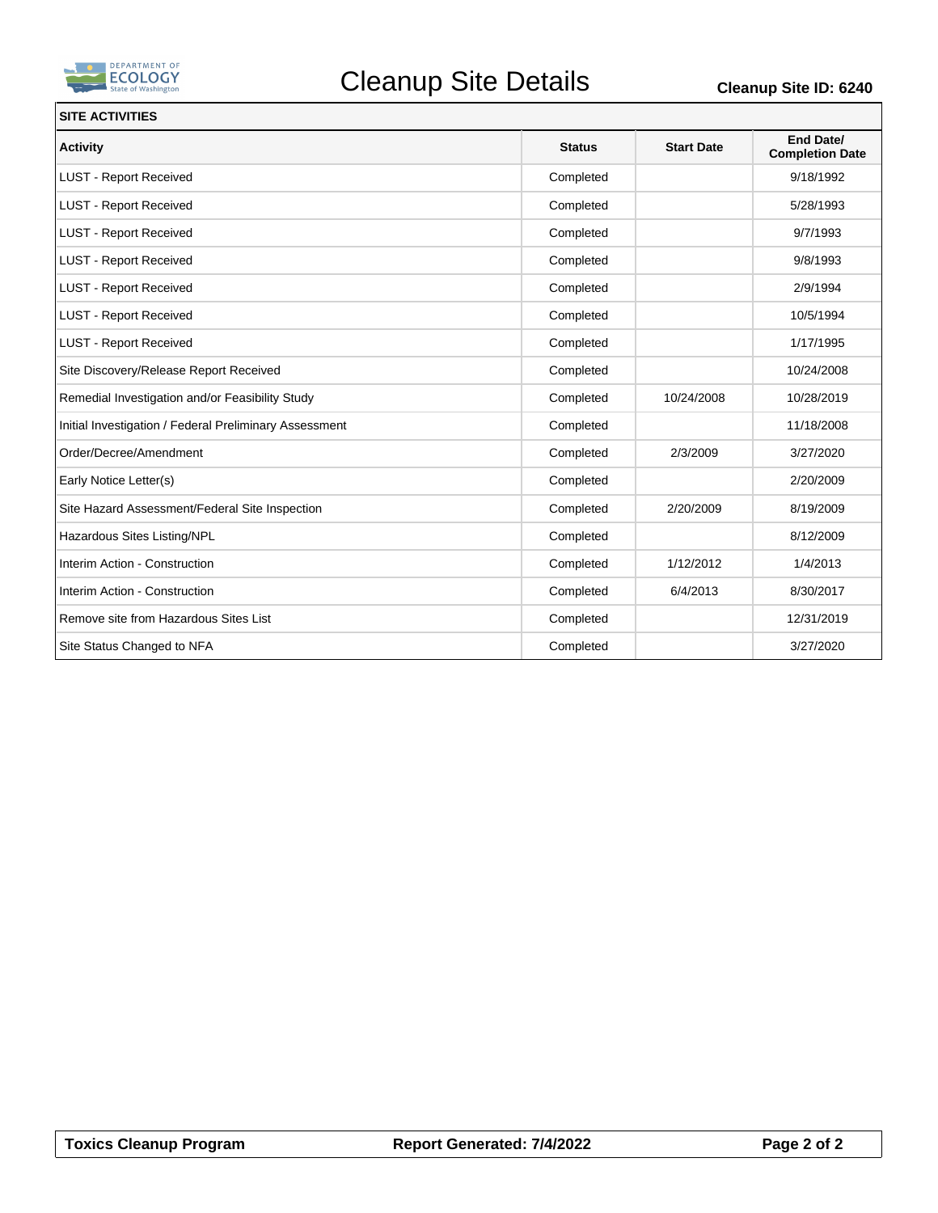# Cleanup Site Details

**Cleanup Site ID: 6240**

## SITE ACTIVITIES

| Activity | Status | Start Date | End Date/ Completion Date |
|---|---|---|---|
| LUST - Report Received | Completed | | 9/18/1992 |
| LUST - Report Received | Completed | | 5/28/1993 |
| LUST - Report Received | Completed | | 9/7/1993 |
| LUST - Report Received | Completed | | 9/8/1993 |
| LUST - Report Received | Completed | | 2/9/1994 |
| LUST - Report Received | Completed | | 10/5/1994 |
| LUST - Report Received | Completed | | 1/17/1995 |
| Site Discovery/Release Report Received | Completed | | 10/24/2008 |
| Remedial Investigation and/or Feasibility Study | Completed | 10/24/2008 | 10/28/2019 |
| Initial Investigation / Federal Preliminary Assessment | Completed | | 11/18/2008 |
| Order/Decree/Amendment | Completed | 2/3/2009 | 3/27/2020 |
| Early Notice Letter(s) | Completed | | 2/20/2009 |
| Site Hazard Assessment/Federal Site Inspection | Completed | 2/20/2009 | 8/19/2009 |
| Hazardous Sites Listing/NPL | Completed | | 8/12/2009 |
| Interim Action - Construction | Completed | 1/12/2012 | 1/4/2013 |
| Interim Action - Construction | Completed | 6/4/2013 | 8/30/2017 |
| Remove site from Hazardous Sites List | Completed | | 12/31/2019 |
| Site Status Changed to NFA | Completed | | 3/27/2020 |

Toxics Cleanup Program | Report Generated: 7/4/2022